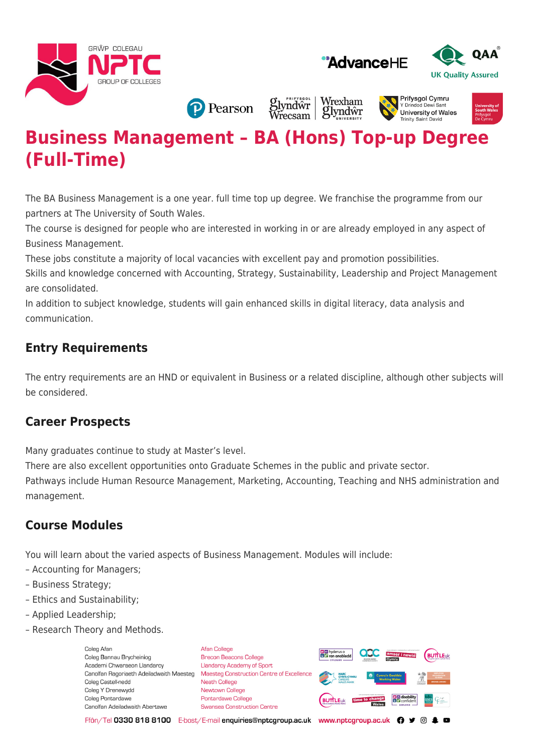# Business Management – BA (Hons) Top-up Degree (Full-Time)

The BA Business Management is a one year. full time top up degree. We franchise the programme from our partners at The University of South Wales.
The course is designed for people who are interested in working in or are already employed in any aspect of Business Management.
These jobs constitute a majority of local vacancies with excellent pay and promotion possibilities.
Skills and knowledge concerned with Accounting, Strategy, Sustainability, Leadership and Project Management are consolidated.
In addition to subject knowledge, students will gain enhanced skills in digital literacy, data analysis and communication.

## Entry Requirements

The entry requirements are an HND or equivalent in Business or a related discipline, although other subjects will be considered.

## Career Prospects

Many graduates continue to study at Master's level.
There are also excellent opportunities onto Graduate Schemes in the public and private sector.
Pathways include Human Resource Management, Marketing, Accounting, Teaching and NHS administration and management.

## Course Modules

You will learn about the varied aspects of Business Management. Modules will include:
– Accounting for Managers;
– Business Strategy;
– Ethics and Sustainability;
– Applied Leadership;
– Research Theory and Methods.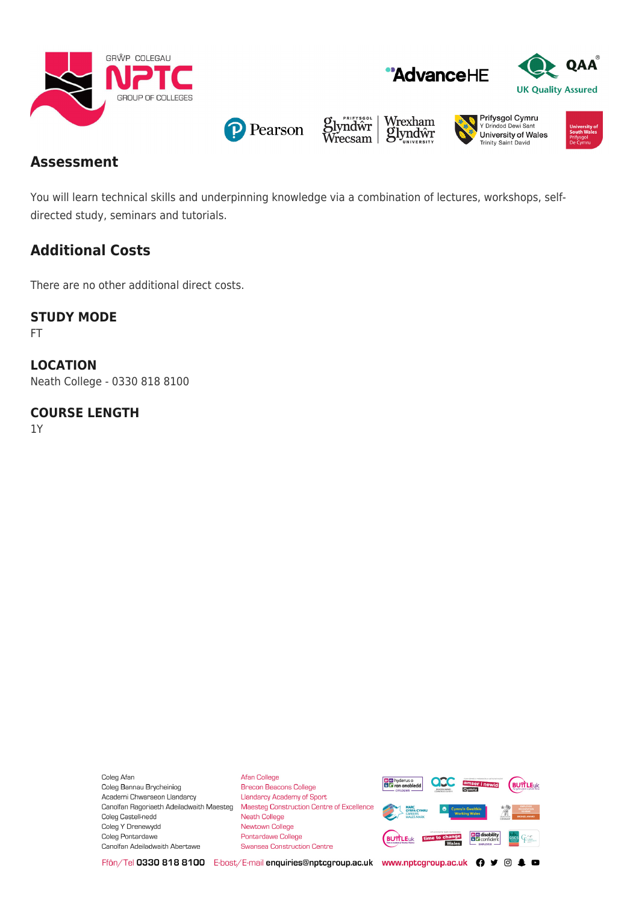## Assessment

You will learn technical skills and underpinning knowledge via a combination of lectures, workshops, self-directed study, seminars and tutorials.

## Additional Costs

There are no other additional direct costs.

**STUDY MODE**
FT

**LOCATION**
Neath College - 0330 818 8100

**COURSE LENGTH**
1Y